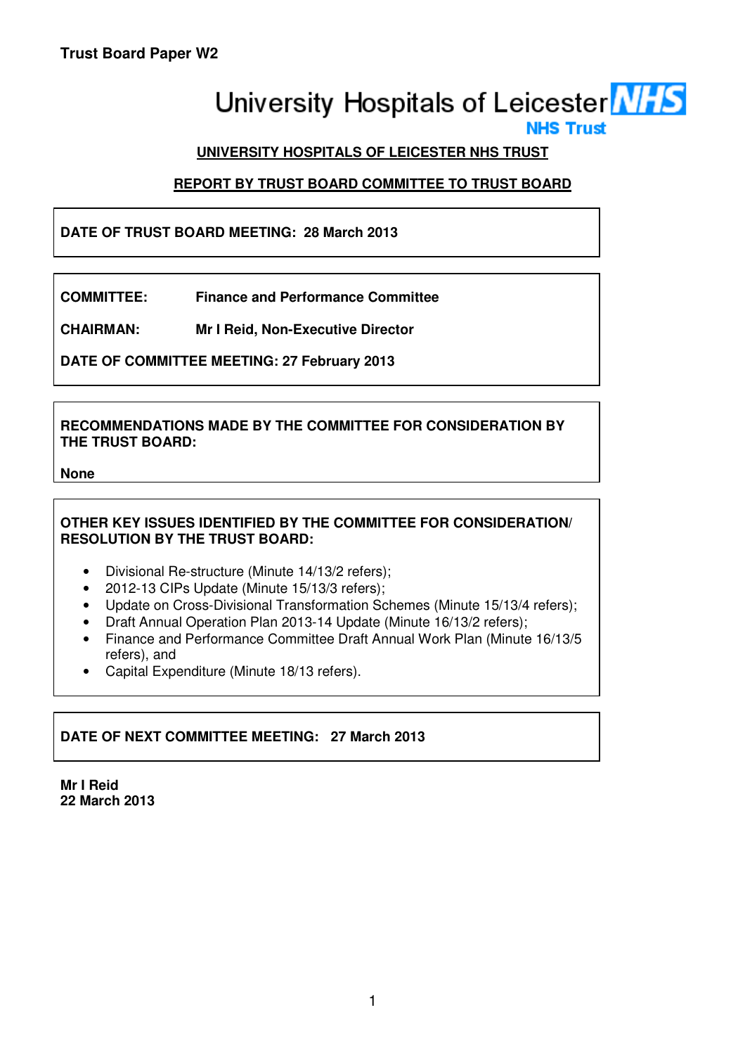**Trust Board Paper W2**

University Hospitals of Leicester **NHS**
**NHS Trust**

**UNIVERSITY HOSPITALS OF LEICESTER NHS TRUST**

**REPORT BY TRUST BOARD COMMITTEE TO TRUST BOARD**

**DATE OF TRUST BOARD MEETING: 28 March 2013**

**COMMITTEE:** **Finance and Performance Committee**

**CHAIRMAN:** **Mr I Reid, Non-Executive Director**

**DATE OF COMMITTEE MEETING: 27 February 2013**

**RECOMMENDATIONS MADE BY THE COMMITTEE FOR CONSIDERATION BY THE TRUST BOARD:**

**None**

**OTHER KEY ISSUES IDENTIFIED BY THE COMMITTEE FOR CONSIDERATION/ RESOLUTION BY THE TRUST BOARD:**

- Divisional Re-structure (Minute 14/13/2 refers);
- 2012-13 CIPs Update (Minute 15/13/3 refers);
- Update on Cross-Divisional Transformation Schemes (Minute 15/13/4 refers);
- Draft Annual Operation Plan 2013-14 Update (Minute 16/13/2 refers);
- Finance and Performance Committee Draft Annual Work Plan (Minute 16/13/5 refers), and
- Capital Expenditure (Minute 18/13 refers).

**DATE OF NEXT COMMITTEE MEETING: 27 March 2013**

**Mr I Reid**
**22 March 2013**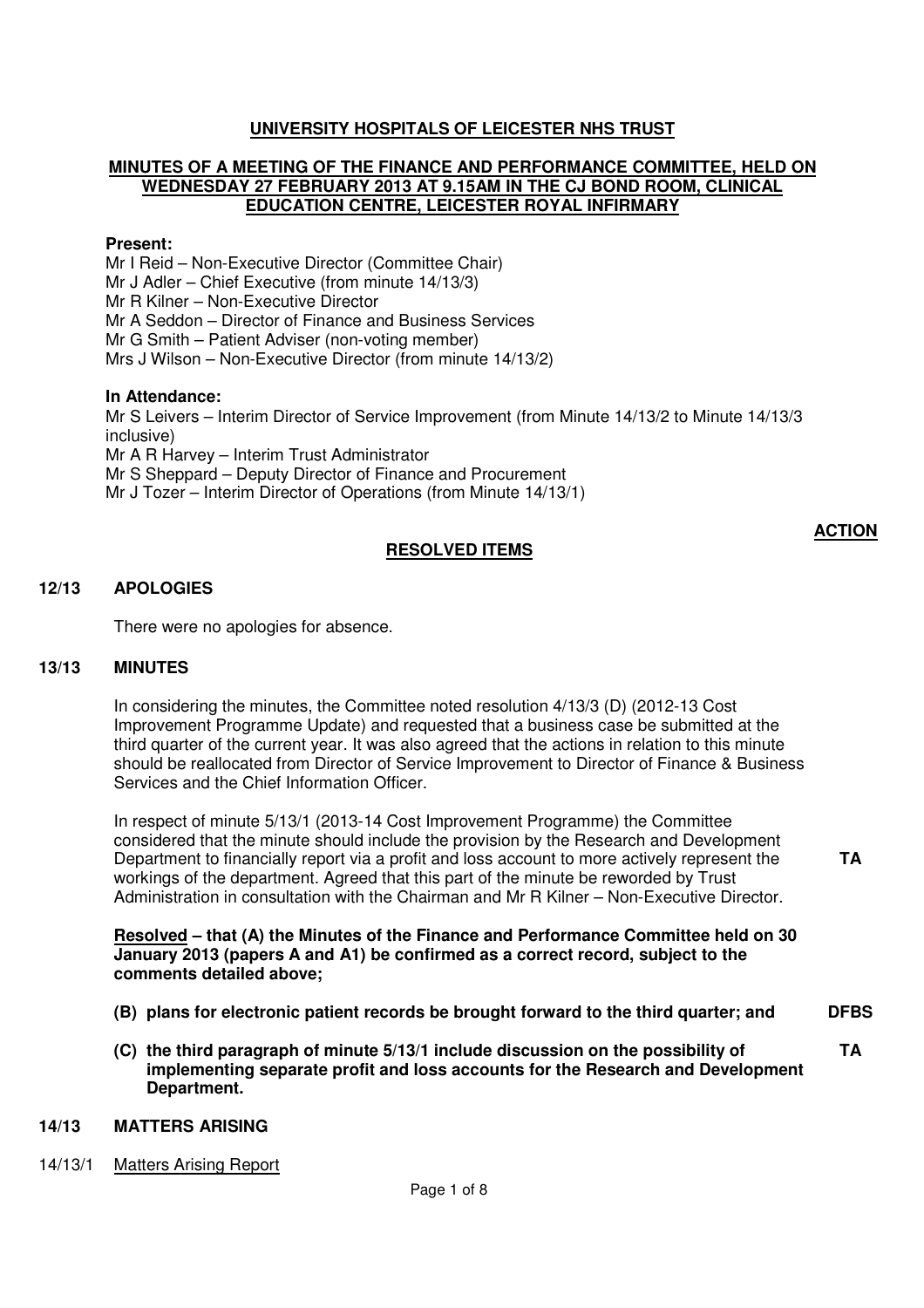# UNIVERSITY HOSPITALS OF LEICESTER NHS TRUST

## MINUTES OF A MEETING OF THE FINANCE AND PERFORMANCE COMMITTEE, HELD ON WEDNESDAY 27 FEBRUARY 2013 AT 9.15AM IN THE CJ BOND ROOM, CLINICAL EDUCATION CENTRE, LEICESTER ROYAL INFIRMARY

**Present:**

Mr I Reid – Non-Executive Director (Committee Chair)
Mr J Adler – Chief Executive (from minute 14/13/3)
Mr R Kilner – Non-Executive Director
Mr A Seddon – Director of Finance and Business Services
Mr G Smith – Patient Adviser (non-voting member)
Mrs J Wilson – Non-Executive Director (from minute 14/13/2)

**In Attendance:**

Mr S Leivers – Interim Director of Service Improvement (from Minute 14/13/2 to Minute 14/13/3 inclusive)
Mr A R Harvey – Interim Trust Administrator
Mr S Sheppard – Deputy Director of Finance and Procurement
Mr J Tozer – Interim Director of Operations (from Minute 14/13/1)

**ACTION**

## RESOLVED ITEMS

### 12/13 APOLOGIES

There were no apologies for absence.

### 13/13 MINUTES

In considering the minutes, the Committee noted resolution 4/13/3 (D) (2012-13 Cost Improvement Programme Update) and requested that a business case be submitted at the third quarter of the current year. It was also agreed that the actions in relation to this minute should be reallocated from Director of Service Improvement to Director of Finance & Business Services and the Chief Information Officer.

In respect of minute 5/13/1 (2013-14 Cost Improvement Programme) the Committee considered that the minute should include the provision by the Research and Development Department to financially report via a profit and loss account to more actively represent the workings of the department. Agreed that this part of the minute be reworded by Trust Administration in consultation with the Chairman and Mr R Kilner – Non-Executive Director. **TA**

**Resolved – that (A) the Minutes of the Finance and Performance Committee held on 30 January 2013 (papers A and A1) be confirmed as a correct record, subject to the comments detailed above;**

**(B) plans for electronic patient records be brought forward to the third quarter; and** **DFBS**

**(C) the third paragraph of minute 5/13/1 include discussion on the possibility of implementing separate profit and loss accounts for the Research and Development Department.** **TA**

### 14/13 MATTERS ARISING

14/13/1 Matters Arising Report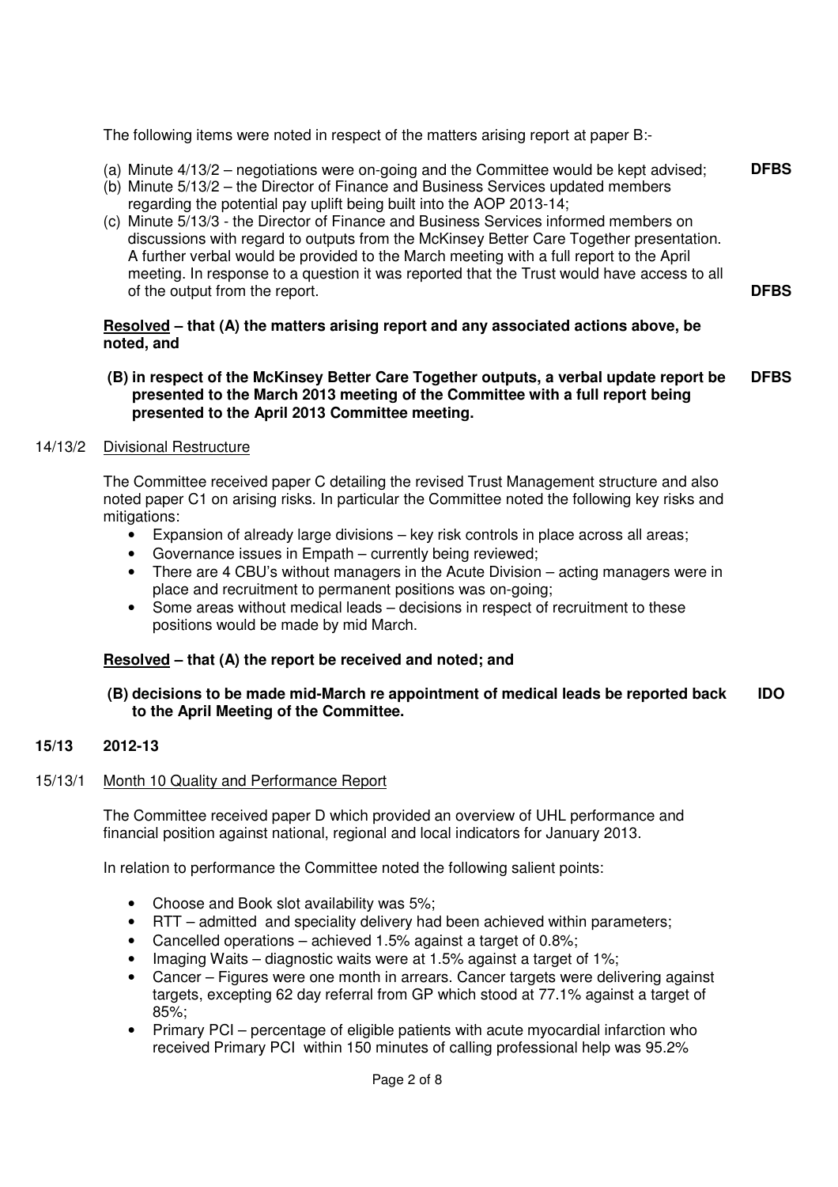The following items were noted in respect of the matters arising report at paper B:-

(a) Minute 4/13/2 – negotiations were on-going and the Committee would be kept advised; **DFBS**
(b) Minute 5/13/2 – the Director of Finance and Business Services updated members regarding the potential pay uplift being built into the AOP 2013-14;
(c) Minute 5/13/3 - the Director of Finance and Business Services informed members on discussions with regard to outputs from the McKinsey Better Care Together presentation. A further verbal would be provided to the March meeting with a full report to the April meeting. In response to a question it was reported that the Trust would have access to all of the output from the report. **DFBS**

**Resolved – that (A) the matters arising report and any associated actions above, be noted, and**

**(B) in respect of the McKinsey Better Care Together outputs, a verbal update report be presented to the March 2013 meeting of the Committee with a full report being presented to the April 2013 Committee meeting.** **DFBS**

14/13/2 Divisional Restructure

The Committee received paper C detailing the revised Trust Management structure and also noted paper C1 on arising risks. In particular the Committee noted the following key risks and mitigations:

- Expansion of already large divisions – key risk controls in place across all areas;
- Governance issues in Empath – currently being reviewed;
- There are 4 CBU's without managers in the Acute Division – acting managers were in place and recruitment to permanent positions was on-going;
- Some areas without medical leads – decisions in respect of recruitment to these positions would be made by mid March.

**Resolved – that (A) the report be received and noted; and**

**(B) decisions to be made mid-March re appointment of medical leads be reported back to the April Meeting of the Committee.** **IDO**

**15/13 2012-13**

15/13/1 Month 10 Quality and Performance Report

The Committee received paper D which provided an overview of UHL performance and financial position against national, regional and local indicators for January 2013.

In relation to performance the Committee noted the following salient points:

- Choose and Book slot availability was 5%;
- RTT – admitted and speciality delivery had been achieved within parameters;
- Cancelled operations – achieved 1.5% against a target of 0.8%;
- Imaging Waits – diagnostic waits were at 1.5% against a target of 1%;
- Cancer – Figures were one month in arrears. Cancer targets were delivering against targets, excepting 62 day referral from GP which stood at 77.1% against a target of 85%;
- Primary PCI – percentage of eligible patients with acute myocardial infarction who received Primary PCI within 150 minutes of calling professional help was 95.2%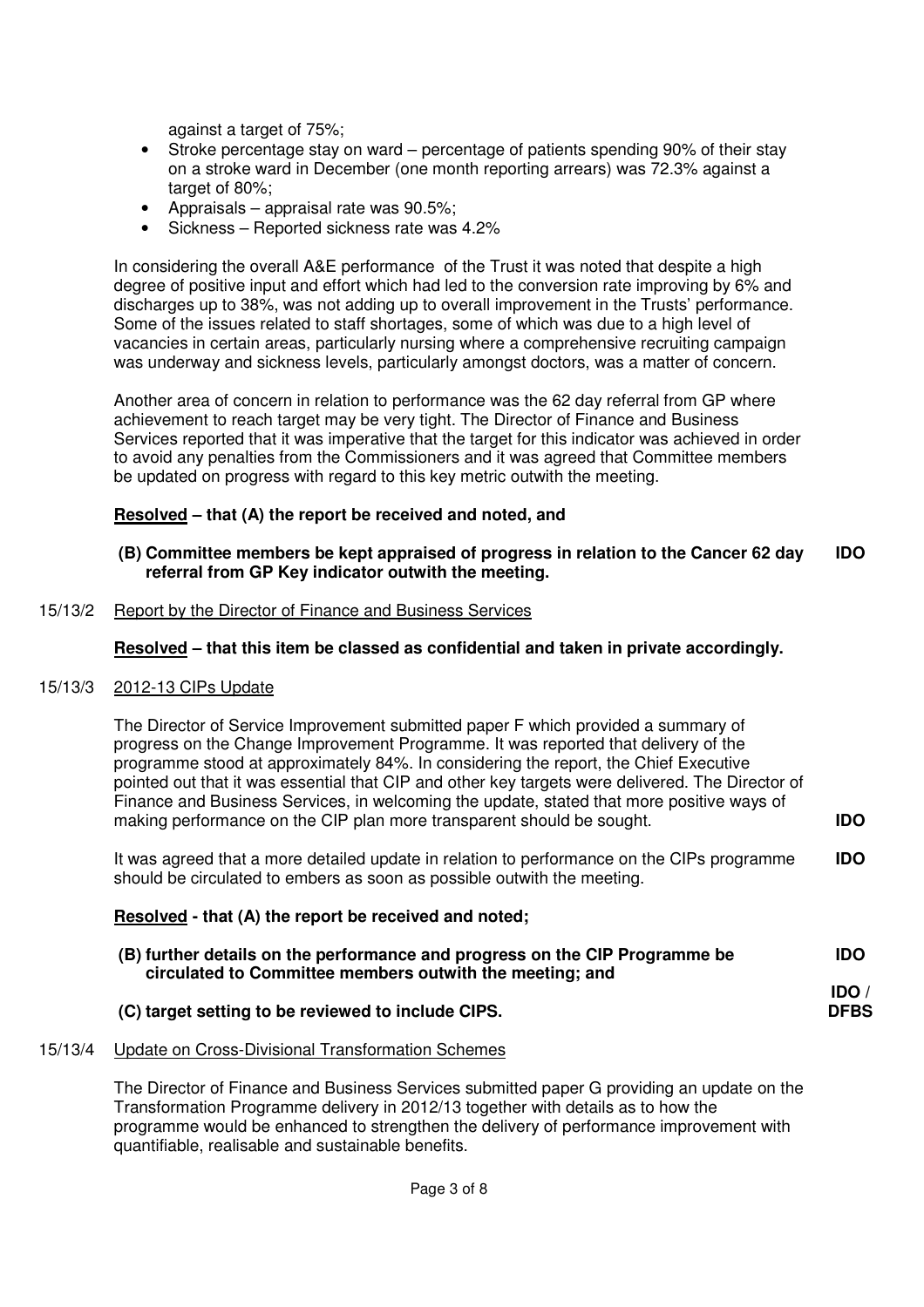against a target of 75%;

- Stroke percentage stay on ward – percentage of patients spending 90% of their stay on a stroke ward in December (one month reporting arrears) was 72.3% against a target of 80%;
- Appraisals – appraisal rate was 90.5%;
- Sickness – Reported sickness rate was 4.2%

In considering the overall A&E performance of the Trust it was noted that despite a high degree of positive input and effort which had led to the conversion rate improving by 6% and discharges up to 38%, was not adding up to overall improvement in the Trusts' performance. Some of the issues related to staff shortages, some of which was due to a high level of vacancies in certain areas, particularly nursing where a comprehensive recruiting campaign was underway and sickness levels, particularly amongst doctors, was a matter of concern.

Another area of concern in relation to performance was the 62 day referral from GP where achievement to reach target may be very tight. The Director of Finance and Business Services reported that it was imperative that the target for this indicator was achieved in order to avoid any penalties from the Commissioners and it was agreed that Committee members be updated on progress with regard to this key metric outwith the meeting.

**<u>Resolved</u> – that (A) the report be received and noted, and**

**(B) Committee members be kept appraised of progress in relation to the Cancer 62 day referral from GP Key indicator outwith the meeting.** **IDO**

15/13/2 <u>Report by the Director of Finance and Business Services</u>

**<u>Resolved</u> – that this item be classed as confidential and taken in private accordingly.**

15/13/3 <u>2012-13 CIPs Update</u>

The Director of Service Improvement submitted paper F which provided a summary of progress on the Change Improvement Programme. It was reported that delivery of the programme stood at approximately 84%. In considering the report, the Chief Executive pointed out that it was essential that CIP and other key targets were delivered. The Director of Finance and Business Services, in welcoming the update, stated that more positive ways of making performance on the CIP plan more transparent should be sought. **IDO**

It was agreed that a more detailed update in relation to performance on the CIPs programme should be circulated to embers as soon as possible outwith the meeting. **IDO**

**<u>Resolved</u> - that (A) the report be received and noted;**

**(B) further details on the performance and progress on the CIP Programme be circulated to Committee members outwith the meeting; and** **IDO**

**(C) target setting to be reviewed to include CIPS.** **IDO / DFBS**

15/13/4 <u>Update on Cross-Divisional Transformation Schemes</u>

The Director of Finance and Business Services submitted paper G providing an update on the Transformation Programme delivery in 2012/13 together with details as to how the programme would be enhanced to strengthen the delivery of performance improvement with quantifiable, realisable and sustainable benefits.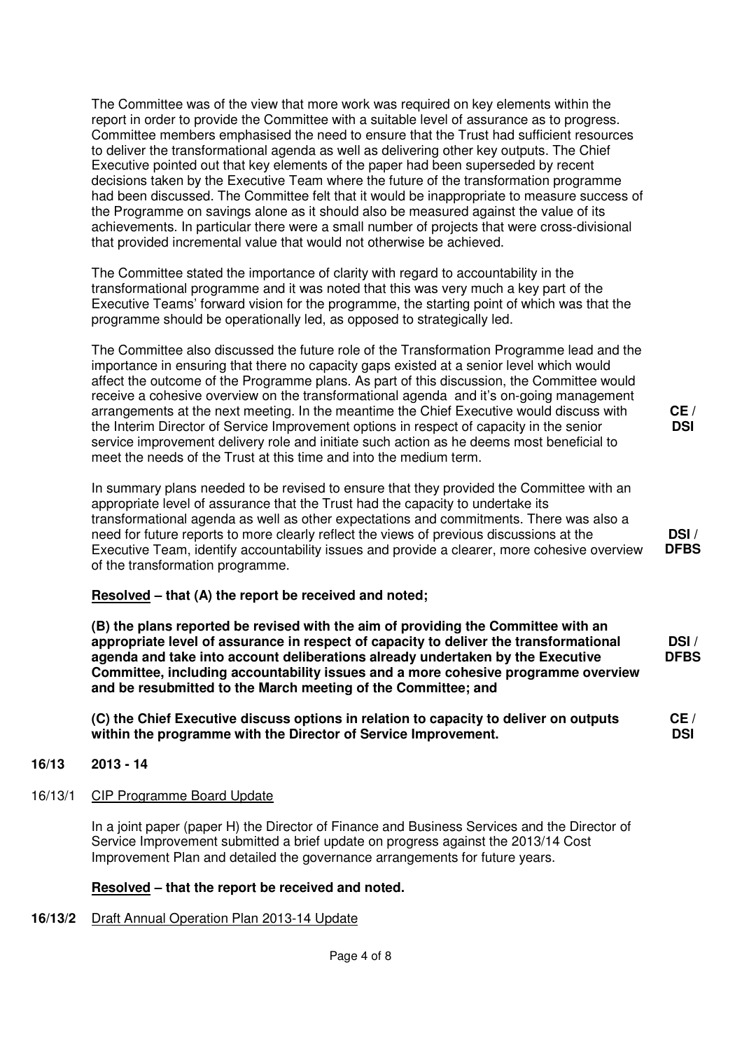The Committee was of the view that more work was required on key elements within the report in order to provide the Committee with a suitable level of assurance as to progress. Committee members emphasised the need to ensure that the Trust had sufficient resources to deliver the transformational agenda as well as delivering other key outputs. The Chief Executive pointed out that key elements of the paper had been superseded by recent decisions taken by the Executive Team where the future of the transformation programme had been discussed. The Committee felt that it would be inappropriate to measure success of the Programme on savings alone as it should also be measured against the value of its achievements. In particular there were a small number of projects that were cross-divisional that provided incremental value that would not otherwise be achieved.

The Committee stated the importance of clarity with regard to accountability in the transformational programme and it was noted that this was very much a key part of the Executive Teams' forward vision for the programme, the starting point of which was that the programme should be operationally led, as opposed to strategically led.

The Committee also discussed the future role of the Transformation Programme lead and the importance in ensuring that there no capacity gaps existed at a senior level which would affect the outcome of the Programme plans. As part of this discussion, the Committee would receive a cohesive overview on the transformational agenda and it's on-going management arrangements at the next meeting. In the meantime the Chief Executive would discuss with the Interim Director of Service Improvement options in respect of capacity in the senior service improvement delivery role and initiate such action as he deems most beneficial to meet the needs of the Trust at this time and into the medium term. **CE / DSI**

In summary plans needed to be revised to ensure that they provided the Committee with an appropriate level of assurance that the Trust had the capacity to undertake its transformational agenda as well as other expectations and commitments. There was also a need for future reports to more clearly reflect the views of previous discussions at the Executive Team, identify accountability issues and provide a clearer, more cohesive overview of the transformation programme. **DSI / DFBS**

**<u>Resolved</u> – that (A) the report be received and noted;**

**(B) the plans reported be revised with the aim of providing the Committee with an appropriate level of assurance in respect of capacity to deliver the transformational agenda and take into account deliberations already undertaken by the Executive Committee, including accountability issues and a more cohesive programme overview and be resubmitted to the March meeting of the Committee; and** **DSI / DFBS**

**(C) the Chief Executive discuss options in relation to capacity to deliver on outputs within the programme with the Director of Service Improvement.** **CE / DSI**

**16/13 2013 - 14**

16/13/1 <u>CIP Programme Board Update</u>

In a joint paper (paper H) the Director of Finance and Business Services and the Director of Service Improvement submitted a brief update on progress against the 2013/14 Cost Improvement Plan and detailed the governance arrangements for future years.

**<u>Resolved</u> – that the report be received and noted.**

**16/13/2** <u>Draft Annual Operation Plan 2013-14 Update</u>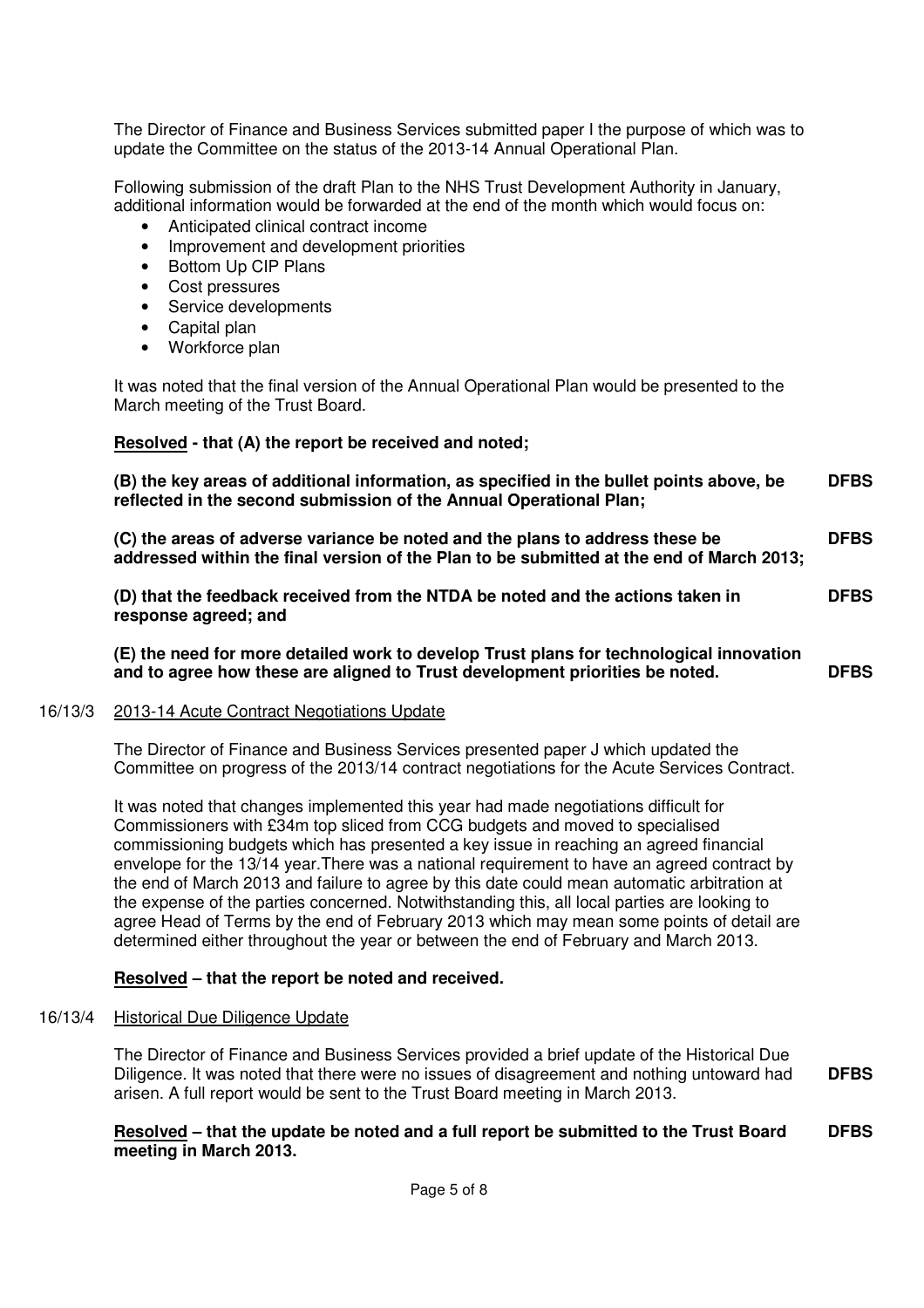The Director of Finance and Business Services submitted paper I the purpose of which was to update the Committee on the status of the 2013-14 Annual Operational Plan.

Following submission of the draft Plan to the NHS Trust Development Authority in January, additional information would be forwarded at the end of the month which would focus on:

- Anticipated clinical contract income
- Improvement and development priorities
- Bottom Up CIP Plans
- Cost pressures
- Service developments
- Capital plan
- Workforce plan

It was noted that the final version of the Annual Operational Plan would be presented to the March meeting of the Trust Board.

**Resolved - that (A) the report be received and noted;**

**(B) the key areas of additional information, as specified in the bullet points above, be reflected in the second submission of the Annual Operational Plan;** **DFBS**

**(C) the areas of adverse variance be noted and the plans to address these be addressed within the final version of the Plan to be submitted at the end of March 2013;** **DFBS**

**(D) that the feedback received from the NTDA be noted and the actions taken in response agreed; and** **DFBS**

**(E) the need for more detailed work to develop Trust plans for technological innovation and to agree how these are aligned to Trust development priorities be noted.** **DFBS**

16/13/3 2013-14 Acute Contract Negotiations Update

The Director of Finance and Business Services presented paper J which updated the Committee on progress of the 2013/14 contract negotiations for the Acute Services Contract.

It was noted that changes implemented this year had made negotiations difficult for Commissioners with £34m top sliced from CCG budgets and moved to specialised commissioning budgets which has presented a key issue in reaching an agreed financial envelope for the 13/14 year.There was a national requirement to have an agreed contract by the end of March 2013 and failure to agree by this date could mean automatic arbitration at the expense of the parties concerned. Notwithstanding this, all local parties are looking to agree Head of Terms by the end of February 2013 which may mean some points of detail are determined either throughout the year or between the end of February and March 2013.

**Resolved – that the report be noted and received.**

16/13/4 Historical Due Diligence Update

The Director of Finance and Business Services provided a brief update of the Historical Due Diligence. It was noted that there were no issues of disagreement and nothing untoward had arisen. A full report would be sent to the Trust Board meeting in March 2013. **DFBS**

**Resolved – that the update be noted and a full report be submitted to the Trust Board meeting in March 2013.** **DFBS**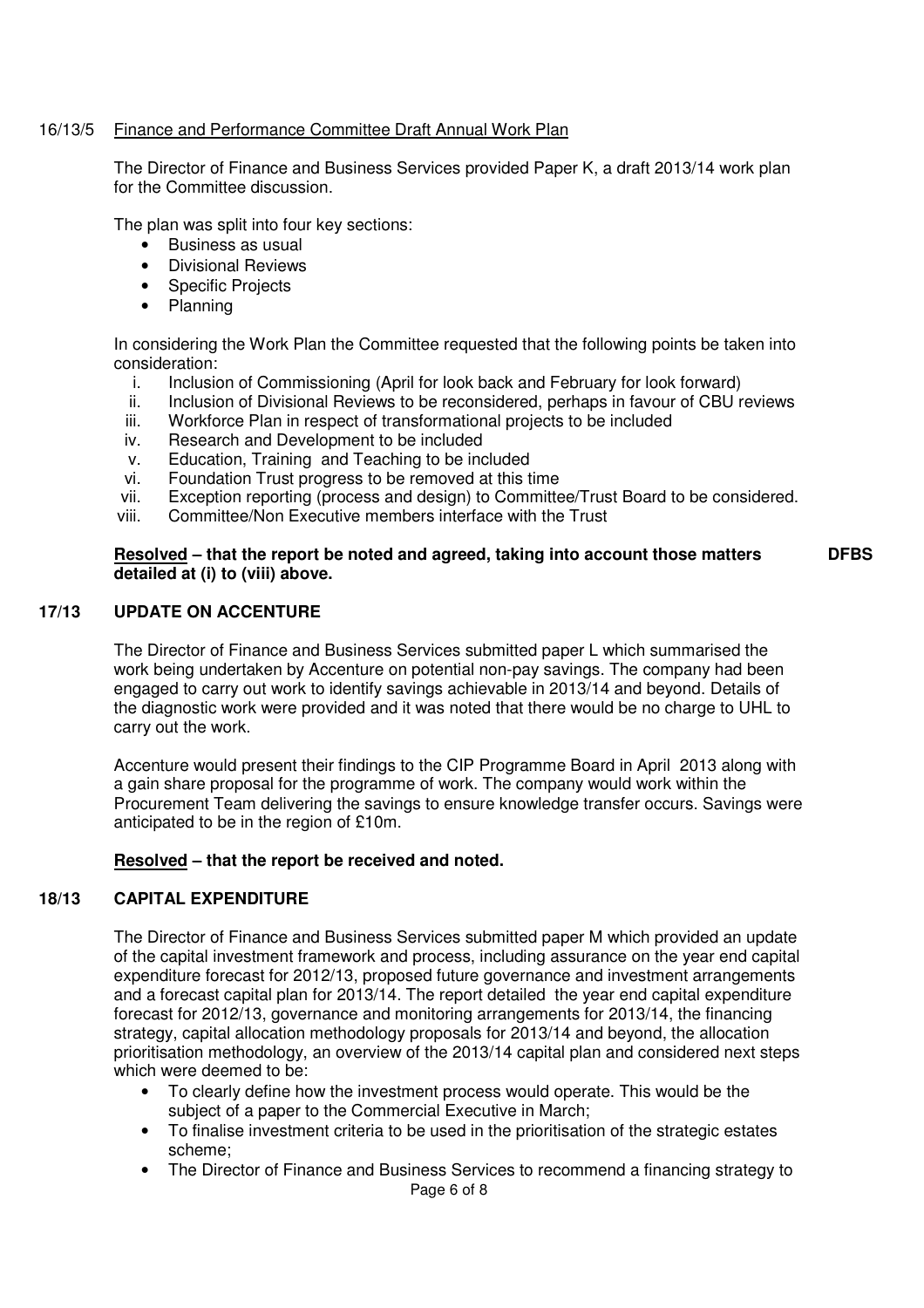16/13/5 Finance and Performance Committee Draft Annual Work Plan

The Director of Finance and Business Services provided Paper K, a draft 2013/14 work plan for the Committee discussion.

The plan was split into four key sections:

- Business as usual
- Divisional Reviews
- Specific Projects
- Planning

In considering the Work Plan the Committee requested that the following points be taken into consideration:

i. Inclusion of Commissioning (April for look back and February for look forward)
ii. Inclusion of Divisional Reviews to be reconsidered, perhaps in favour of CBU reviews
iii. Workforce Plan in respect of transformational projects to be included
iv. Research and Development to be included
v. Education, Training and Teaching to be included
vi. Foundation Trust progress to be removed at this time
vii. Exception reporting (process and design) to Committee/Trust Board to be considered.
viii. Committee/Non Executive members interface with the Trust

**Resolved – that the report be noted and agreed, taking into account those matters detailed at (i) to (viii) above.** **DFBS**

## 17/13 UPDATE ON ACCENTURE

The Director of Finance and Business Services submitted paper L which summarised the work being undertaken by Accenture on potential non-pay savings. The company had been engaged to carry out work to identify savings achievable in 2013/14 and beyond. Details of the diagnostic work were provided and it was noted that there would be no charge to UHL to carry out the work.

Accenture would present their findings to the CIP Programme Board in April 2013 along with a gain share proposal for the programme of work. The company would work within the Procurement Team delivering the savings to ensure knowledge transfer occurs. Savings were anticipated to be in the region of £10m.

**Resolved – that the report be received and noted.**

## 18/13 CAPITAL EXPENDITURE

The Director of Finance and Business Services submitted paper M which provided an update of the capital investment framework and process, including assurance on the year end capital expenditure forecast for 2012/13, proposed future governance and investment arrangements and a forecast capital plan for 2013/14. The report detailed the year end capital expenditure forecast for 2012/13, governance and monitoring arrangements for 2013/14, the financing strategy, capital allocation methodology proposals for 2013/14 and beyond, the allocation prioritisation methodology, an overview of the 2013/14 capital plan and considered next steps which were deemed to be:

- To clearly define how the investment process would operate. This would be the subject of a paper to the Commercial Executive in March;
- To finalise investment criteria to be used in the prioritisation of the strategic estates scheme;
- The Director of Finance and Business Services to recommend a financing strategy to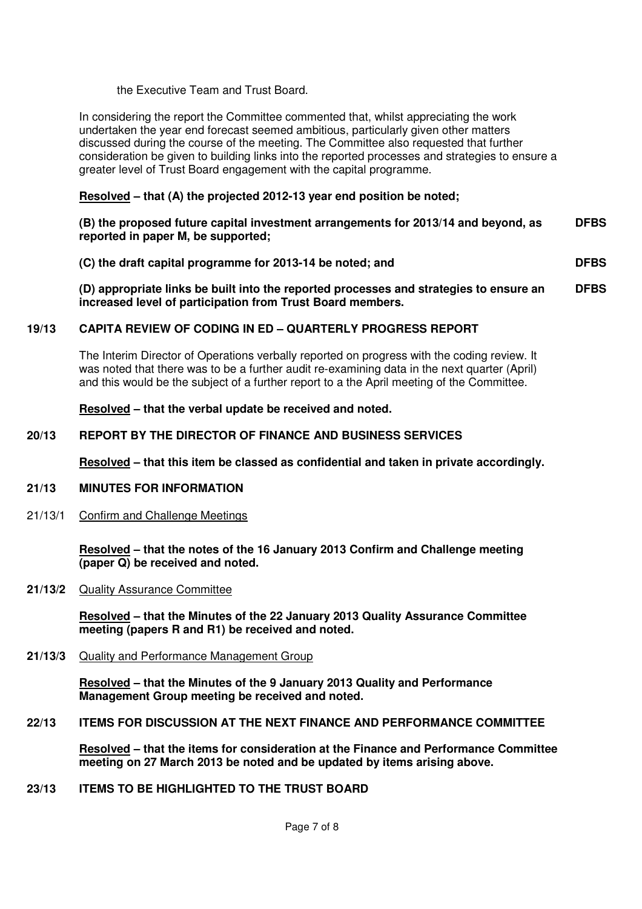the Executive Team and Trust Board.

In considering the report the Committee commented that, whilst appreciating the work undertaken the year end forecast seemed ambitious, particularly given other matters discussed during the course of the meeting. The Committee also requested that further consideration be given to building links into the reported processes and strategies to ensure a greater level of Trust Board engagement with the capital programme.

**Resolved – that (A) the projected 2012-13 year end position be noted;**

**(B) the proposed future capital investment arrangements for 2013/14 and beyond, as reported in paper M, be supported;** **DFBS**

**(C) the draft capital programme for 2013-14 be noted; and** **DFBS**

**(D) appropriate links be built into the reported processes and strategies to ensure an increased level of participation from Trust Board members.** **DFBS**

## 19/13 CAPITA REVIEW OF CODING IN ED – QUARTERLY PROGRESS REPORT

The Interim Director of Operations verbally reported on progress with the coding review. It was noted that there was to be a further audit re-examining data in the next quarter (April) and this would be the subject of a further report to a the April meeting of the Committee.

**Resolved – that the verbal update be received and noted.**

## 20/13 REPORT BY THE DIRECTOR OF FINANCE AND BUSINESS SERVICES

**Resolved – that this item be classed as confidential and taken in private accordingly.**

## 21/13 MINUTES FOR INFORMATION

21/13/1 Confirm and Challenge Meetings

**Resolved – that the notes of the 16 January 2013 Confirm and Challenge meeting (paper Q) be received and noted.**

**21/13/2** Quality Assurance Committee

**Resolved – that the Minutes of the 22 January 2013 Quality Assurance Committee meeting (papers R and R1) be received and noted.**

**21/13/3** Quality and Performance Management Group

**Resolved – that the Minutes of the 9 January 2013 Quality and Performance Management Group meeting be received and noted.**

## 22/13 ITEMS FOR DISCUSSION AT THE NEXT FINANCE AND PERFORMANCE COMMITTEE

**Resolved – that the items for consideration at the Finance and Performance Committee meeting on 27 March 2013 be noted and be updated by items arising above.**

## 23/13 ITEMS TO BE HIGHLIGHTED TO THE TRUST BOARD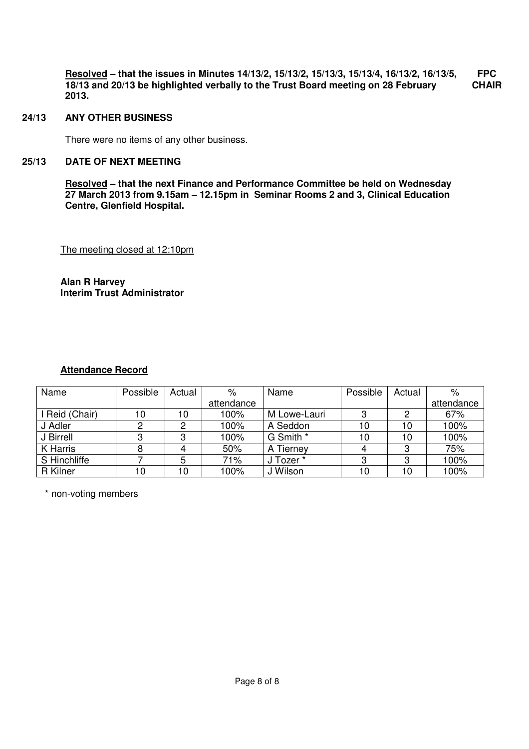**<u>Resolved</u> – that the issues in Minutes 14/13/2, 15/13/2, 15/13/3, 15/13/4, 16/13/2, 16/13/5, 18/13 and 20/13 be highlighted verbally to the Trust Board meeting on 28 February 2013.** **FPC CHAIR**

**24/13 ANY OTHER BUSINESS**

There were no items of any other business.

**25/13 DATE OF NEXT MEETING**

**<u>Resolved</u> – that the next Finance and Performance Committee be held on Wednesday 27 March 2013 from 9.15am – 12.15pm in Seminar Rooms 2 and 3, Clinical Education Centre, Glenfield Hospital.**

<u>The meeting closed at 12:10pm</u>

**Alan R Harvey**
**Interim Trust Administrator**

**<u>Attendance Record</u>**

| Name | Possible | Actual | % attendance | Name | Possible | Actual | % attendance |
|---|---|---|---|---|---|---|---|
| I Reid (Chair) | 10 | 10 | 100% | M Lowe-Lauri | 3 | 2 | 67% |
| J Adler | 2 | 2 | 100% | A Seddon | 10 | 10 | 100% |
| J Birrell | 3 | 3 | 100% | G Smith * | 10 | 10 | 100% |
| K Harris | 8 | 4 | 50% | A Tierney | 4 | 3 | 75% |
| S Hinchliffe | 7 | 5 | 71% | J Tozer * | 3 | 3 | 100% |
| R Kilner | 10 | 10 | 100% | J Wilson | 10 | 10 | 100% |

\* non-voting members